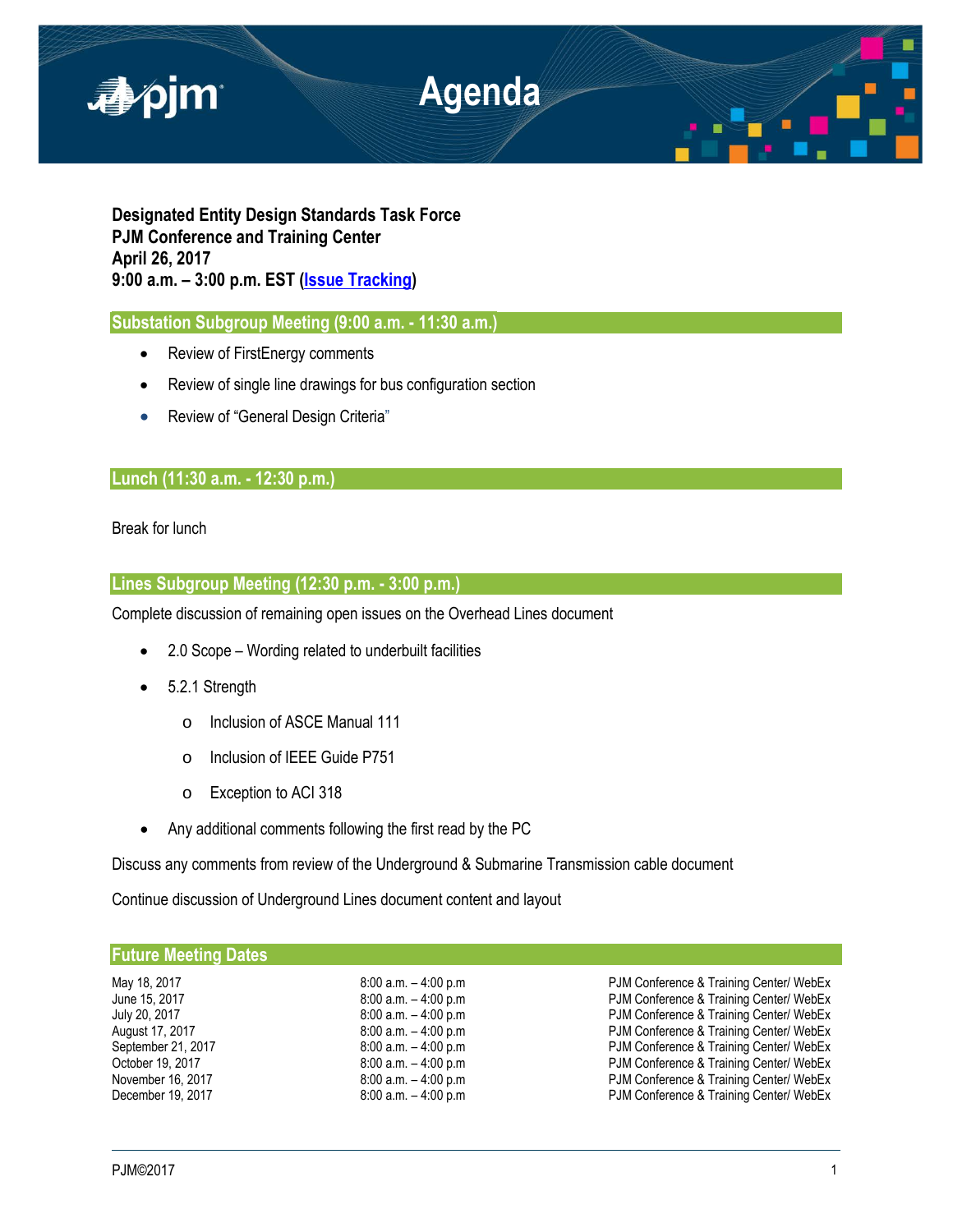# Agenda

**Designated Entity Design Standards Task Force**
**PJM Conference and Training Center**
**April 26, 2017**
**9:00 a.m. – 3:00 p.m. EST (Issue Tracking)**

## Substation Subgroup Meeting (9:00 a.m. - 11:30 a.m.)

- Review of FirstEnergy comments
- Review of single line drawings for bus configuration section
- Review of "General Design Criteria"

## Lunch (11:30 a.m. - 12:30 p.m.)

Break for lunch

## Lines Subgroup Meeting (12:30 p.m. - 3:00 p.m.)

Complete discussion of remaining open issues on the Overhead Lines document

- 2.0 Scope – Wording related to underbuilt facilities
- 5.2.1 Strength
  - Inclusion of ASCE Manual 111
  - Inclusion of IEEE Guide P751
  - Exception to ACI 318
- Any additional comments following the first read by the PC

Discuss any comments from review of the Underground & Submarine Transmission cable document

Continue discussion of Underground Lines document content and layout

## Future Meeting Dates

| | | |
|---|---|---|
| May 18, 2017 | 8:00 a.m. – 4:00 p.m | PJM Conference & Training Center/ WebEx |
| June 15, 2017 | 8:00 a.m. – 4:00 p.m | PJM Conference & Training Center/ WebEx |
| July 20, 2017 | 8:00 a.m. – 4:00 p.m | PJM Conference & Training Center/ WebEx |
| August 17, 2017 | 8:00 a.m. – 4:00 p.m | PJM Conference & Training Center/ WebEx |
| September 21, 2017 | 8:00 a.m. – 4:00 p.m | PJM Conference & Training Center/ WebEx |
| October 19, 2017 | 8:00 a.m. – 4:00 p.m | PJM Conference & Training Center/ WebEx |
| November 16, 2017 | 8:00 a.m. – 4:00 p.m | PJM Conference & Training Center/ WebEx |
| December 19, 2017 | 8:00 a.m. – 4:00 p.m | PJM Conference & Training Center/ WebEx |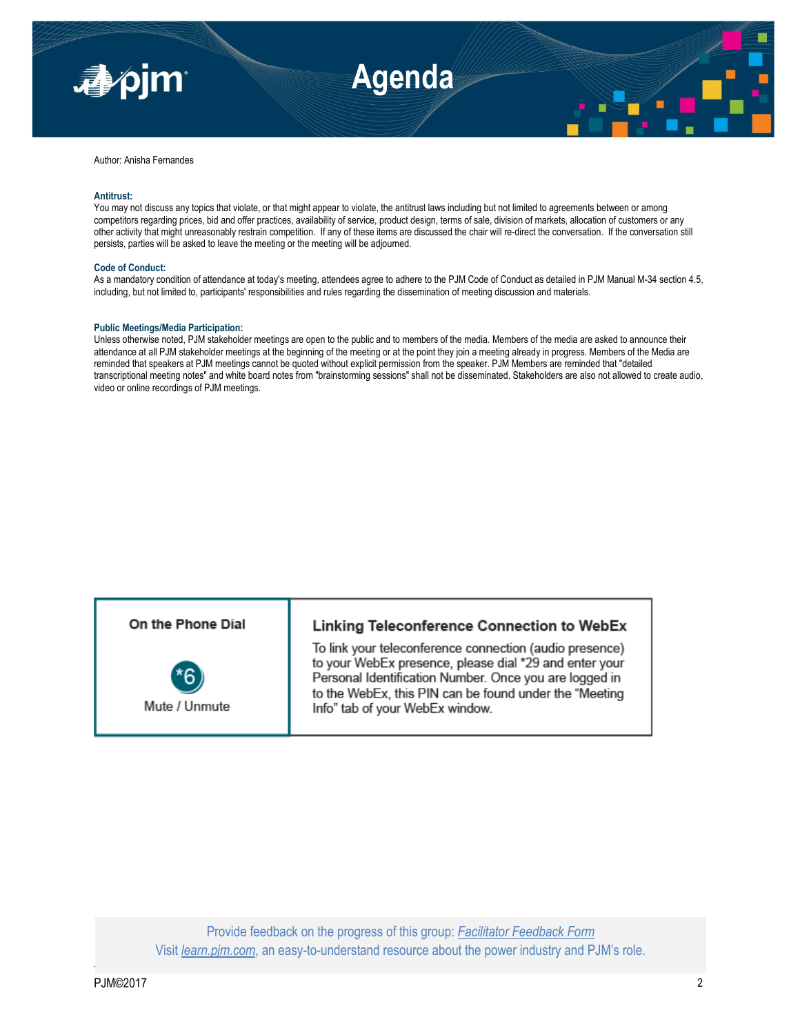# Agenda

Author: Anisha Fernandes

**Antitrust:**
You may not discuss any topics that violate, or that might appear to violate, the antitrust laws including but not limited to agreements between or among competitors regarding prices, bid and offer practices, availability of service, product design, terms of sale, division of markets, allocation of customers or any other activity that might unreasonably restrain competition. If any of these items are discussed the chair will re-direct the conversation. If the conversation still persists, parties will be asked to leave the meeting or the meeting will be adjourned.

**Code of Conduct:**
As a mandatory condition of attendance at today's meeting, attendees agree to adhere to the PJM Code of Conduct as detailed in PJM Manual M-34 section 4.5, including, but not limited to, participants' responsibilities and rules regarding the dissemination of meeting discussion and materials.

**Public Meetings/Media Participation:**
Unless otherwise noted, PJM stakeholder meetings are open to the public and to members of the media. Members of the media are asked to announce their attendance at all PJM stakeholder meetings at the beginning of the meeting or at the point they join a meeting already in progress. Members of the Media are reminded that speakers at PJM meetings cannot be quoted without explicit permission from the speaker. PJM Members are reminded that "detailed transcriptional meeting notes" and white board notes from "brainstorming sessions" shall not be disseminated. Stakeholders are also not allowed to create audio, video or online recordings of PJM meetings.

| On the Phone Dial | Linking Teleconference Connection to WebEx |
| --- | --- |
| *6 Mute / Unmute | To link your teleconference connection (audio presence) to your WebEx presence, please dial *29 and enter your Personal Identification Number. Once you are logged in to the WebEx, this PIN can be found under the "Meeting Info" tab of your WebEx window. |

Provide feedback on the progress of this group: *Facilitator Feedback Form*
Visit *learn.pjm.com*, an easy-to-understand resource about the power industry and PJM's role.

PJM©2017